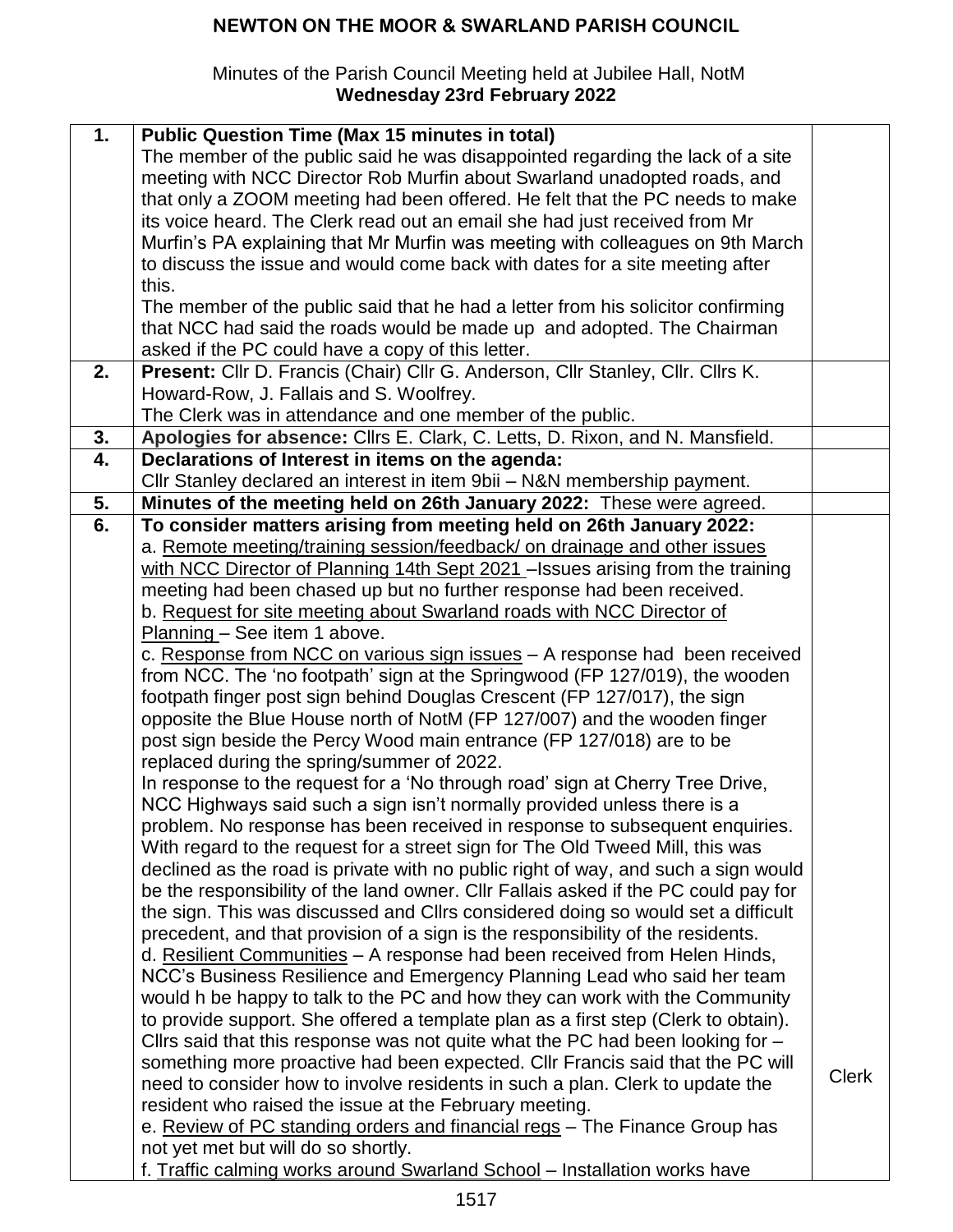# NEWTON ON THE MOOR & SWARLAND PARISH COUNCIL

Minutes of the Parish Council Meeting held at Jubilee Hall, NotM
**Wednesday 23rd February 2022**

| | | |
|---|---|---|
| **1.** | **Public Question Time (Max 15 minutes in total)**<br>The member of the public said he was disappointed regarding the lack of a site meeting with NCC Director Rob Murfin about Swarland unadopted roads, and that only a ZOOM meeting had been offered. He felt that the PC needs to make its voice heard. The Clerk read out an email she had just received from Mr Murfin's PA explaining that Mr Murfin was meeting with colleagues on 9th March to discuss the issue and would come back with dates for a site meeting after this.<br>The member of the public said that he had a letter from his solicitor confirming that NCC had said the roads would be made up and adopted. The Chairman asked if the PC could have a copy of this letter. | |
| **2.** | **Present:** Cllr D. Francis (Chair) Cllr G. Anderson, Cllr Stanley, Cllr. Cllrs K. Howard-Row, J. Fallais and S. Woolfrey.<br>The Clerk was in attendance and one member of the public. | |
| **3.** | **Apologies for absence:** Cllrs E. Clark, C. Letts, D. Rixon, and N. Mansfield. | |
| **4.** | **Declarations of Interest in items on the agenda:**<br>Cllr Stanley declared an interest in item 9bii – N&N membership payment. | |
| **5.** | **Minutes of the meeting held on 26th January 2022:** These were agreed. | |
| **6.** | **To consider matters arising from meeting held on 26th January 2022:**<br>a. <u>Remote meeting/training session/feedback/ on drainage and other issues with NCC Director of Planning 14th Sept 2021</u> –Issues arising from the training meeting had been chased up but no further response had been received.<br>b. <u>Request for site meeting about Swarland roads with NCC Director of Planning</u> – See item 1 above.<br>c. <u>Response from NCC on various sign issues</u> – A response had been received from NCC. The 'no footpath' sign at the Springwood (FP 127/019), the wooden footpath finger post sign behind Douglas Crescent (FP 127/017), the sign opposite the Blue House north of NotM (FP 127/007) and the wooden finger post sign beside the Percy Wood main entrance (FP 127/018) are to be replaced during the spring/summer of 2022.<br>In response to the request for a 'No through road' sign at Cherry Tree Drive, NCC Highways said such a sign isn't normally provided unless there is a problem. No response has been received in response to subsequent enquiries. With regard to the request for a street sign for The Old Tweed Mill, this was declined as the road is private with no public right of way, and such a sign would be the responsibility of the land owner. Cllr Fallais asked if the PC could pay for the sign. This was discussed and Cllrs considered doing so would set a difficult precedent, and that provision of a sign is the responsibility of the residents.<br>d. <u>Resilient Communities</u> – A response had been received from Helen Hinds, NCC's Business Resilience and Emergency Planning Lead who said her team would h be happy to talk to the PC and how they can work with the Community to provide support. She offered a template plan as a first step (Clerk to obtain). Cllrs said that this response was not quite what the PC had been looking for – something more proactive had been expected. Cllr Francis said that the PC will need to consider how to involve residents in such a plan. Clerk to update the resident who raised the issue at the February meeting.<br>e. <u>Review of PC standing orders and financial regs</u> – The Finance Group has not yet met but will do so shortly.<br>f. <u>Traffic calming works around Swarland School</u> – Installation works have | Clerk |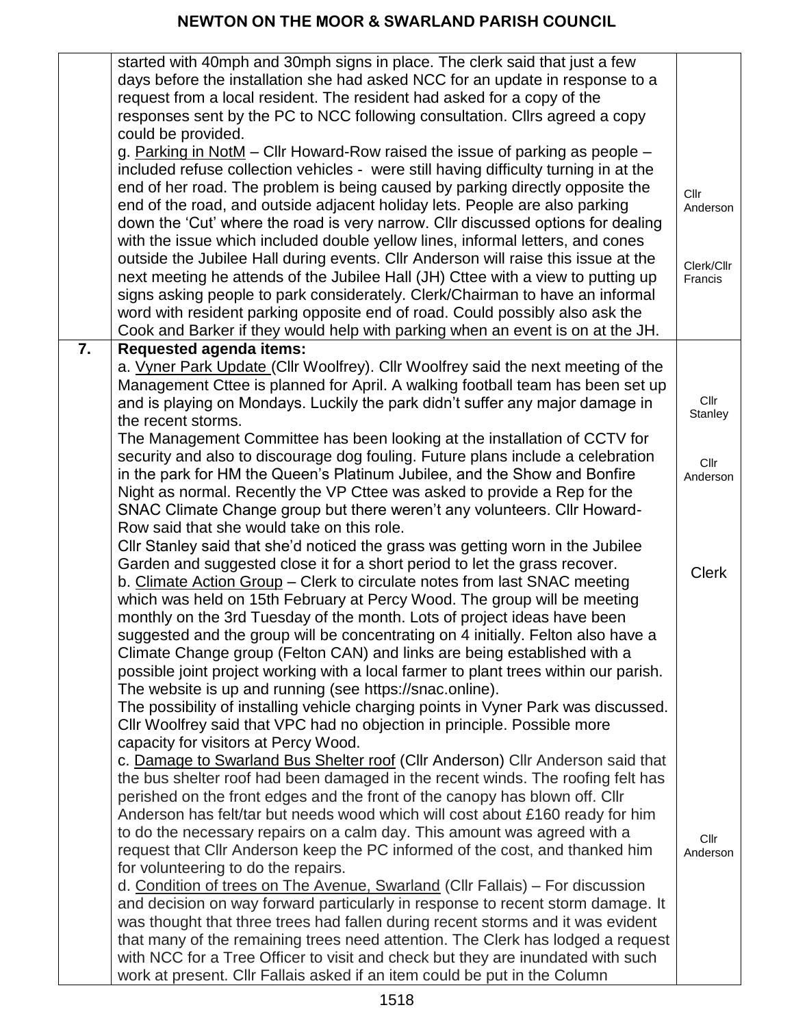| | | |
|---|---|---|
| | started with 40mph and 30mph signs in place. The clerk said that just a few days before the installation she had asked NCC for an update in response to a request from a local resident. The resident had asked for a copy of the responses sent by the PC to NCC following consultation. Cllrs agreed a copy could be provided.<br>g. Parking in NotM – Cllr Howard-Row raised the issue of parking as people – included refuse collection vehicles - were still having difficulty turning in at the end of her road. The problem is being caused by parking directly opposite the end of the road, and outside adjacent holiday lets. People are also parking down the 'Cut' where the road is very narrow. Cllr discussed options for dealing with the issue which included double yellow lines, informal letters, and cones outside the Jubilee Hall during events. Cllr Anderson will raise this issue at the next meeting he attends of the Jubilee Hall (JH) Cttee with a view to putting up signs asking people to park considerately. Clerk/Chairman to have an informal word with resident parking opposite end of road. Could possibly also ask the Cook and Barker if they would help with parking when an event is on at the JH. | Cllr Anderson<br><br>Clerk/Cllr Francis |
| **7.** | **Requested agenda items:**<br>a. Vyner Park Update (Cllr Woolfrey). Cllr Woolfrey said the next meeting of the Management Cttee is planned for April. A walking football team has been set up and is playing on Mondays. Luckily the park didn't suffer any major damage in the recent storms.<br>The Management Committee has been looking at the installation of CCTV for security and also to discourage dog fouling. Future plans include a celebration in the park for HM the Queen's Platinum Jubilee, and the Show and Bonfire Night as normal. Recently the VP Cttee was asked to provide a Rep for the SNAC Climate Change group but there weren't any volunteers. Cllr Howard-Row said that she would take on this role.<br>Cllr Stanley said that she'd noticed the grass was getting worn in the Jubilee Garden and suggested close it for a short period to let the grass recover.<br>b. Climate Action Group – Clerk to circulate notes from last SNAC meeting which was held on 15th February at Percy Wood. The group will be meeting monthly on the 3rd Tuesday of the month. Lots of project ideas have been suggested and the group will be concentrating on 4 initially. Felton also have a Climate Change group (Felton CAN) and links are being established with a possible joint project working with a local farmer to plant trees within our parish. The website is up and running (see https://snac.online).<br>The possibility of installing vehicle charging points in Vyner Park was discussed. Cllr Woolfrey said that VPC had no objection in principle. Possible more capacity for visitors at Percy Wood.<br>c. Damage to Swarland Bus Shelter roof (Cllr Anderson) Cllr Anderson said that the bus shelter roof had been damaged in the recent winds. The roofing felt has perished on the front edges and the front of the canopy has blown off. Cllr Anderson has felt/tar but needs wood which will cost about £160 ready for him to do the necessary repairs on a calm day. This amount was agreed with a request that Cllr Anderson keep the PC informed of the cost, and thanked him for volunteering to do the repairs.<br>d. Condition of trees on The Avenue, Swarland (Cllr Fallais) – For discussion and decision on way forward particularly in response to recent storm damage. It was thought that three trees had fallen during recent storms and it was evident that many of the remaining trees need attention. The Clerk has lodged a request with NCC for a Tree Officer to visit and check but they are inundated with such work at present. Cllr Fallais asked if an item could be put in the Column | Cllr Stanley<br><br>Cllr Anderson<br><br>Clerk<br><br>Cllr Anderson |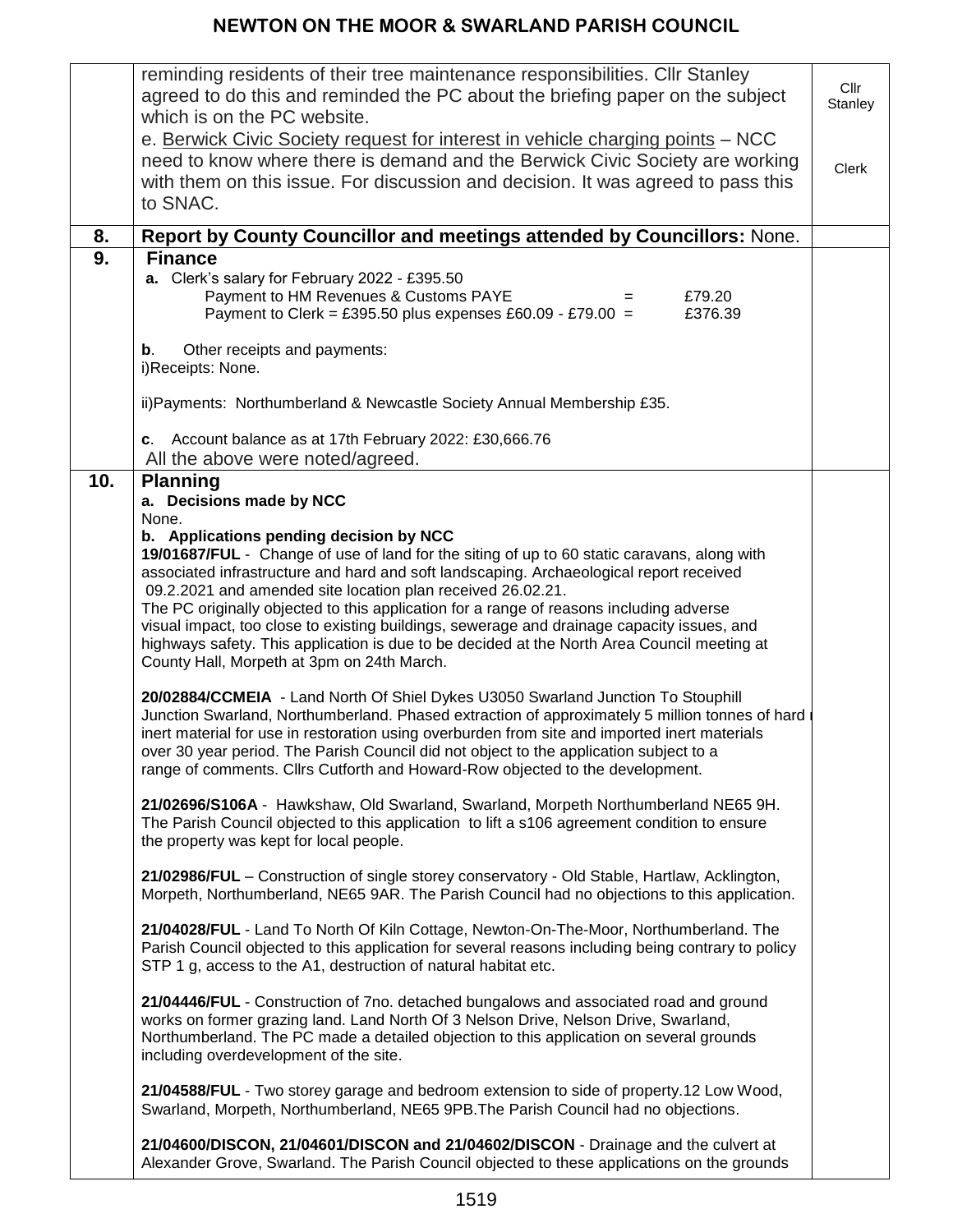| | | |
|---|---|---|
| | reminding residents of their tree maintenance responsibilities. Cllr Stanley agreed to do this and reminded the PC about the briefing paper on the subject which is on the PC website.<br>e. Berwick Civic Society request for interest in vehicle charging points – NCC need to know where there is demand and the Berwick Civic Society are working with them on this issue. For discussion and decision. It was agreed to pass this to SNAC. | Cllr Stanley<br><br>Clerk |
| **8.** | **Report by County Councillor and meetings attended by Councillors:** None. | |
| **9.** | **Finance**<br>**a.** Clerk's salary for February 2022 - £395.50<br>Payment to HM Revenues & Customs PAYE = £79.20<br>Payment to Clerk = £395.50 plus expenses £60.09 - £79.00 = £376.39<br><br>**b**. Other receipts and payments:<br>i)Receipts: None.<br><br>ii)Payments: Northumberland & Newcastle Society Annual Membership £35.<br><br>**c**. Account balance as at 17th February 2022: £30,666.76<br>All the above were noted/agreed. | |
| **10.** | **Planning**<br>**a. Decisions made by NCC**<br>None.<br>**b. Applications pending decision by NCC**<br>**19/01687/FUL** - Change of use of land for the siting of up to 60 static caravans, along with associated infrastructure and hard and soft landscaping. Archaeological report received 09.2.2021 and amended site location plan received 26.02.21.<br>The PC originally objected to this application for a range of reasons including adverse visual impact, too close to existing buildings, sewerage and drainage capacity issues, and highways safety. This application is due to be decided at the North Area Council meeting at County Hall, Morpeth at 3pm on 24th March.<br><br>**20/02884/CCMEIA** - Land North Of Shiel Dykes U3050 Swarland Junction To Stouphill Junction Swarland, Northumberland. Phased extraction of approximately 5 million tonnes of hard inert material for use in restoration using overburden from site and imported inert materials over 30 year period. The Parish Council did not object to the application subject to a range of comments. Cllrs Cutforth and Howard-Row objected to the development.<br><br>**21/02696/S106A** - Hawkshaw, Old Swarland, Swarland, Morpeth Northumberland NE65 9H. The Parish Council objected to this application to lift a s106 agreement condition to ensure the property was kept for local people.<br><br>**21/02986/FUL** – Construction of single storey conservatory - Old Stable, Hartlaw, Acklington, Morpeth, Northumberland, NE65 9AR. The Parish Council had no objections to this application.<br><br>**21/04028/FUL** - Land To North Of Kiln Cottage, Newton-On-The-Moor, Northumberland. The Parish Council objected to this application for several reasons including being contrary to policy STP 1 g, access to the A1, destruction of natural habitat etc.<br><br>**21/04446/FUL** - Construction of 7no. detached bungalows and associated road and ground works on former grazing land. Land North Of 3 Nelson Drive, Nelson Drive, Swarland, Northumberland. The PC made a detailed objection to this application on several grounds including overdevelopment of the site.<br><br>**21/04588/FUL** - Two storey garage and bedroom extension to side of property.12 Low Wood, Swarland, Morpeth, Northumberland, NE65 9PB.The Parish Council had no objections.<br><br>**21/04600/DISCON, 21/04601/DISCON and 21/04602/DISCON** - Drainage and the culvert at Alexander Grove, Swarland. The Parish Council objected to these applications on the grounds | |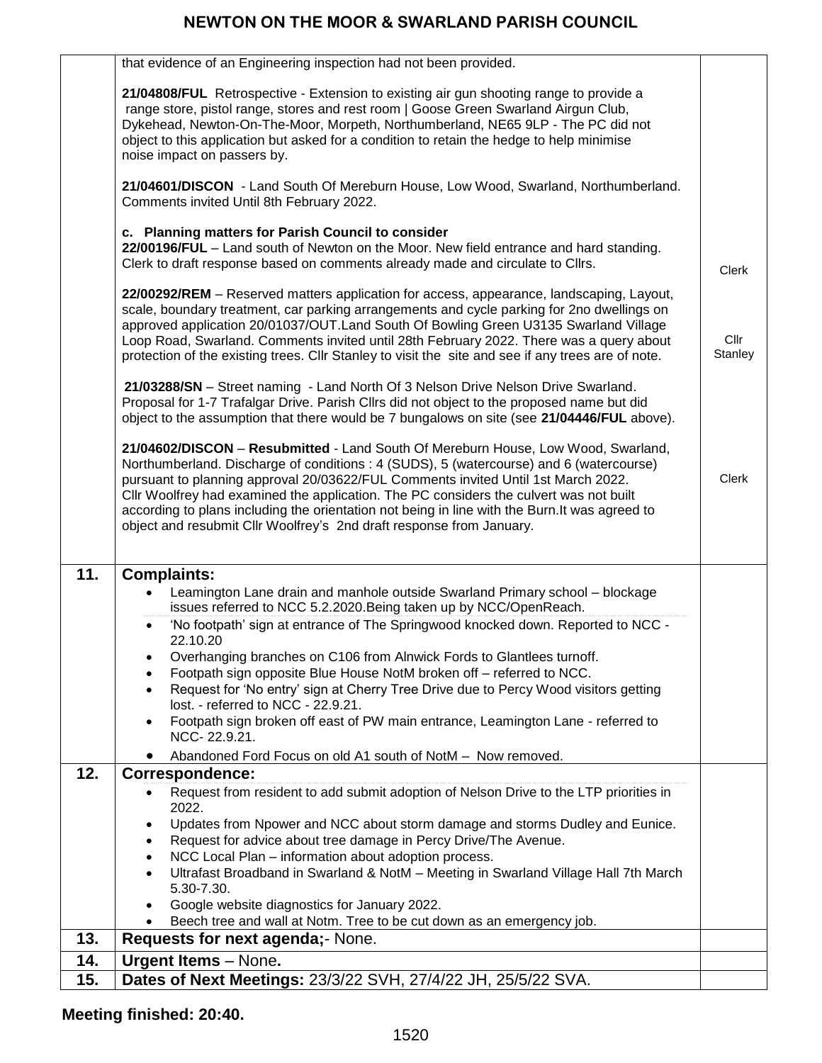| | | |
|---|---|---|
| | that evidence of an Engineering inspection had not been provided.<br><br>**21/04808/FUL** Retrospective - Extension to existing air gun shooting range to provide a range store, pistol range, stores and rest room \| Goose Green Swarland Airgun Club, Dykehead, Newton-On-The-Moor, Morpeth, Northumberland, NE65 9LP - The PC did not object to this application but asked for a condition to retain the hedge to help minimise noise impact on passers by.<br><br>**21/04601/DISCON** - Land South Of Mereburn House, Low Wood, Swarland, Northumberland. Comments invited Until 8th February 2022.<br><br>**c. Planning matters for Parish Council to consider**<br>**22/00196/FUL** – Land south of Newton on the Moor. New field entrance and hard standing. Clerk to draft response based on comments already made and circulate to Cllrs.<br><br>**22/00292/REM** – Reserved matters application for access, appearance, landscaping, Layout, scale, boundary treatment, car parking arrangements and cycle parking for 2no dwellings on approved application 20/01037/OUT.Land South Of Bowling Green U3135 Swarland Village Loop Road, Swarland. Comments invited until 28th February 2022. There was a query about protection of the existing trees. Cllr Stanley to visit the site and see if any trees are of note.<br><br>**21/03288/SN** – Street naming - Land North Of 3 Nelson Drive Nelson Drive Swarland. Proposal for 1-7 Trafalgar Drive. Parish Cllrs did not object to the proposed name but did object to the assumption that there would be 7 bungalows on site (see **21/04446/FUL** above).<br><br>**21/04602/DISCON** – **Resubmitted** - Land South Of Mereburn House, Low Wood, Swarland, Northumberland. Discharge of conditions : 4 (SUDS), 5 (watercourse) and 6 (watercourse) pursuant to planning approval 20/03622/FUL Comments invited Until 1st March 2022. Cllr Woolfrey had examined the application. The PC considers the culvert was not built according to plans including the orientation not being in line with the Burn.It was agreed to object and resubmit Cllr Woolfrey's 2nd draft response from January. | Clerk<br><br>Cllr Stanley<br><br>Clerk |
| **11.** | **Complaints:**<br>• Leamington Lane drain and manhole outside Swarland Primary school – blockage issues referred to NCC 5.2.2020.Being taken up by NCC/OpenReach.<br>• 'No footpath' sign at entrance of The Springwood knocked down. Reported to NCC - 22.10.20<br>• Overhanging branches on C106 from Alnwick Fords to Glantlees turnoff.<br>• Footpath sign opposite Blue House NotM broken off – referred to NCC.<br>• Request for 'No entry' sign at Cherry Tree Drive due to Percy Wood visitors getting lost. - referred to NCC - 22.9.21.<br>• Footpath sign broken off east of PW main entrance, Leamington Lane - referred to NCC- 22.9.21.<br>• Abandoned Ford Focus on old A1 south of NotM – Now removed. | |
| **12.** | **Correspondence:**<br>• Request from resident to add submit adoption of Nelson Drive to the LTP priorities in 2022.<br>• Updates from Npower and NCC about storm damage and storms Dudley and Eunice.<br>• Request for advice about tree damage in Percy Drive/The Avenue.<br>• NCC Local Plan – information about adoption process.<br>• Ultrafast Broadband in Swarland & NotM – Meeting in Swarland Village Hall 7th March 5.30-7.30.<br>• Google website diagnostics for January 2022.<br>• Beech tree and wall at Notm. Tree to be cut down as an emergency job. | |
| **13.** | **Requests for next agenda;**- None. | |
| **14.** | **Urgent Items** – None**.** | |
| **15.** | **Dates of Next Meetings:** 23/3/22 SVH, 27/4/22 JH, 25/5/22 SVA. | |

**Meeting finished: 20:40.**